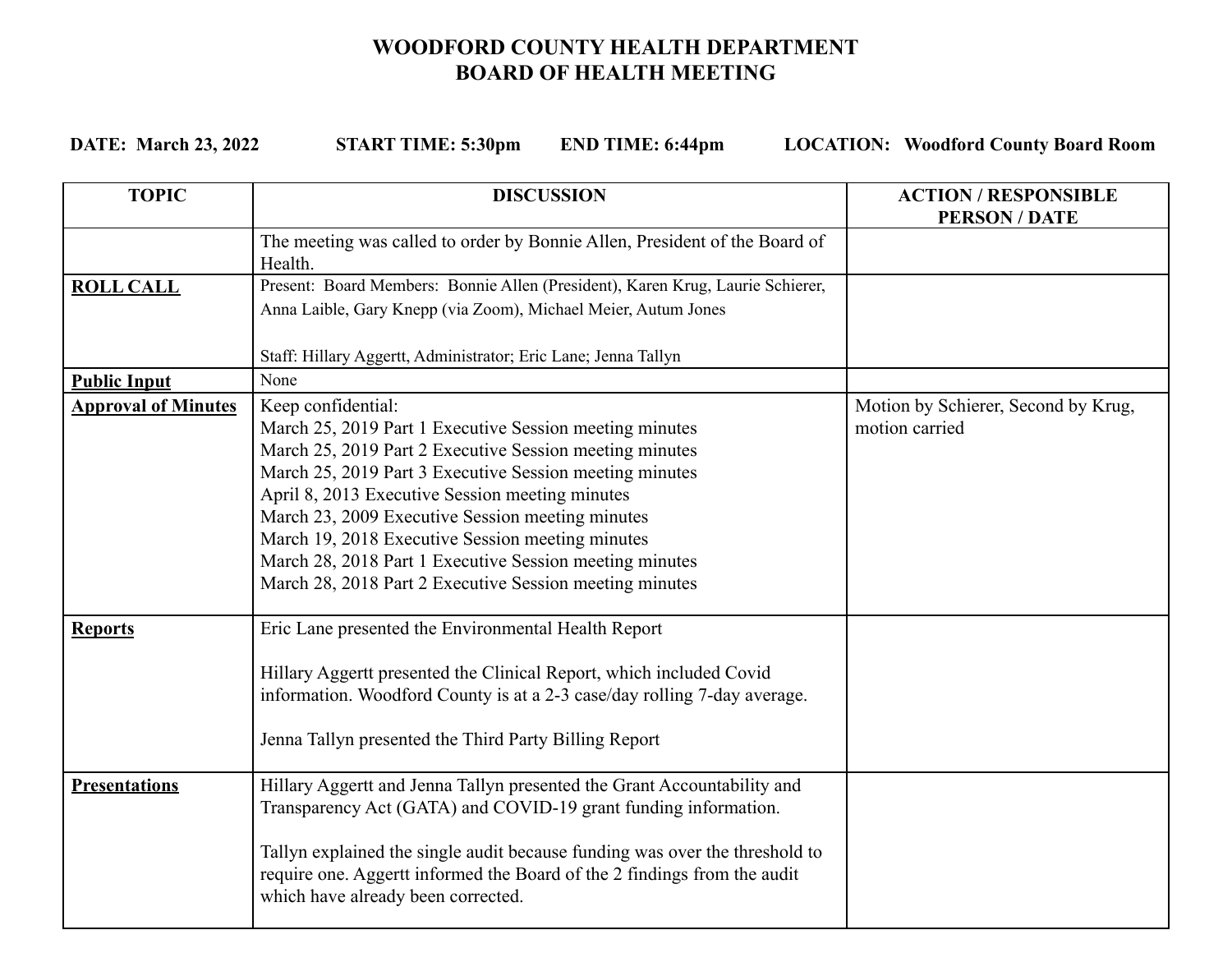# WOODFORD COUNTY HEALTH DEPARTMENT
## BOARD OF HEALTH MEETING

**DATE: March 23, 2022** **START TIME: 5:30pm** **END TIME: 6:44pm** **LOCATION: Woodford County Board Room**

| TOPIC | DISCUSSION | ACTION / RESPONSIBLE PERSON / DATE |
|---|---|---|
| | The meeting was called to order by Bonnie Allen, President of the Board of Health. | |
| **ROLL CALL** | Present: Board Members: Bonnie Allen (President), Karen Krug, Laurie Schierer, Anna Laible, Gary Knepp (via Zoom), Michael Meier, Autum Jones<br><br>Staff: Hillary Aggertt, Administrator; Eric Lane; Jenna Tallyn | |
| **Public Input** | None | |
| **Approval of Minutes** | Keep confidential:<br>March 25, 2019 Part 1 Executive Session meeting minutes<br>March 25, 2019 Part 2 Executive Session meeting minutes<br>March 25, 2019 Part 3 Executive Session meeting minutes<br>April 8, 2013 Executive Session meeting minutes<br>March 23, 2009 Executive Session meeting minutes<br>March 19, 2018 Executive Session meeting minutes<br>March 28, 2018 Part 1 Executive Session meeting minutes<br>March 28, 2018 Part 2 Executive Session meeting minutes | Motion by Schierer, Second by Krug, motion carried |
| **Reports** | Eric Lane presented the Environmental Health Report<br><br>Hillary Aggertt presented the Clinical Report, which included Covid information. Woodford County is at a 2-3 case/day rolling 7-day average.<br><br>Jenna Tallyn presented the Third Party Billing Report | |
| **Presentations** | Hillary Aggertt and Jenna Tallyn presented the Grant Accountability and Transparency Act (GATA) and COVID-19 grant funding information.<br><br>Tallyn explained the single audit because funding was over the threshold to require one. Aggertt informed the Board of the 2 findings from the audit which have already been corrected. | |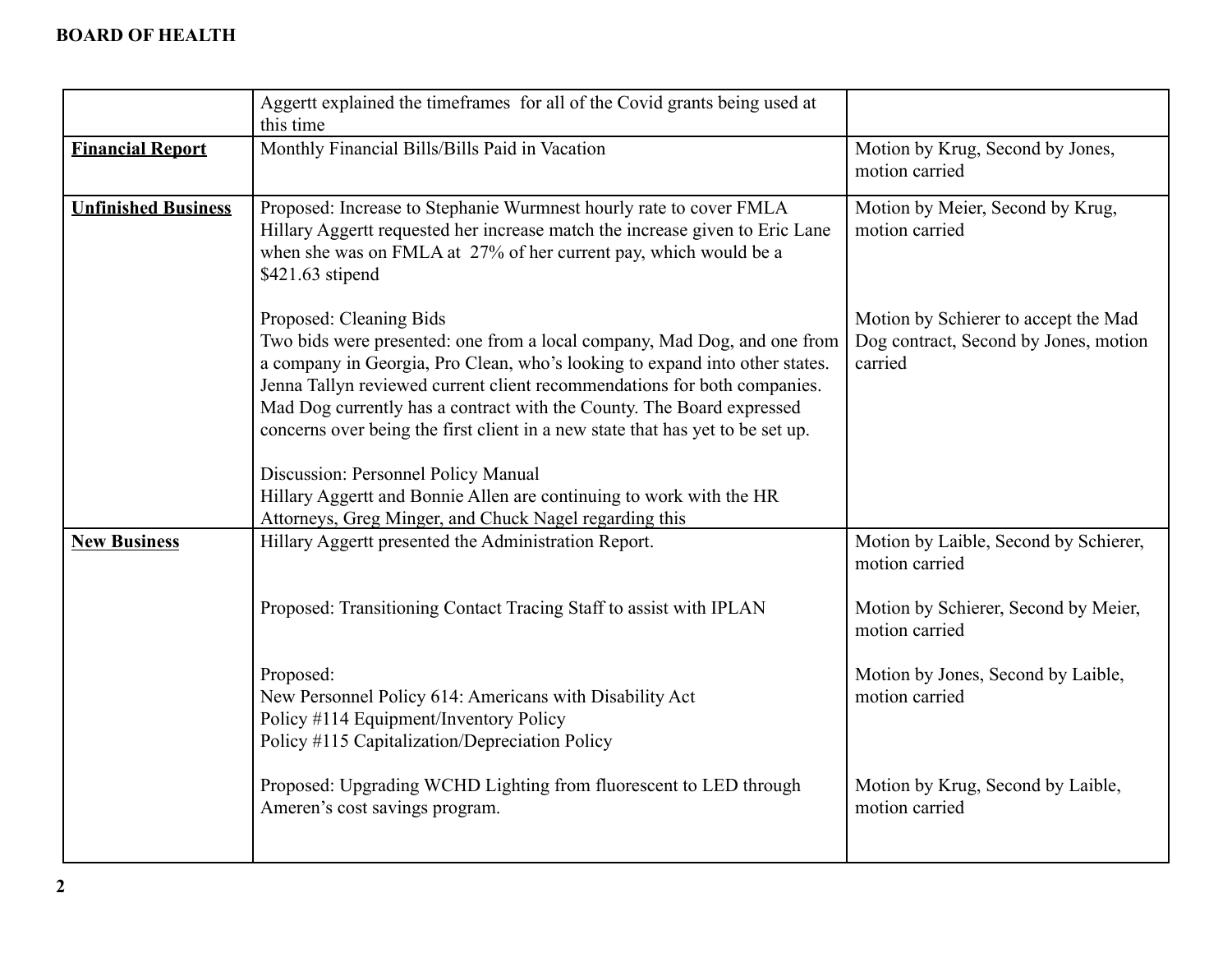| | | |
|---|---|---|
| | Aggertt explained the timeframes for all of the Covid grants being used at this time | |
| **Financial Report** | Monthly Financial Bills/Bills Paid in Vacation | Motion by Krug, Second by Jones, motion carried |
| **Unfinished Business** | Proposed: Increase to Stephanie Wurmnest hourly rate to cover FMLA<br>Hillary Aggertt requested her increase match the increase given to Eric Lane when she was on FMLA at 27% of her current pay, which would be a $421.63 stipend<br><br>Proposed: Cleaning Bids<br>Two bids were presented: one from a local company, Mad Dog, and one from a company in Georgia, Pro Clean, who's looking to expand into other states. Jenna Tallyn reviewed current client recommendations for both companies. Mad Dog currently has a contract with the County. The Board expressed concerns over being the first client in a new state that has yet to be set up.<br><br>Discussion: Personnel Policy Manual<br>Hillary Aggertt and Bonnie Allen are continuing to work with the HR Attorneys, Greg Minger, and Chuck Nagel regarding this | Motion by Meier, Second by Krug, motion carried<br><br>Motion by Schierer to accept the Mad Dog contract, Second by Jones, motion carried |
| **New Business** | Hillary Aggertt presented the Administration Report.<br><br>Proposed: Transitioning Contact Tracing Staff to assist with IPLAN<br><br>Proposed:<br>New Personnel Policy 614: Americans with Disability Act<br>Policy #114 Equipment/Inventory Policy<br>Policy #115 Capitalization/Depreciation Policy<br><br>Proposed: Upgrading WCHD Lighting from fluorescent to LED through Ameren's cost savings program. | Motion by Laible, Second by Schierer, motion carried<br><br>Motion by Schierer, Second by Meier, motion carried<br><br>Motion by Jones, Second by Laible, motion carried<br><br>Motion by Krug, Second by Laible, motion carried |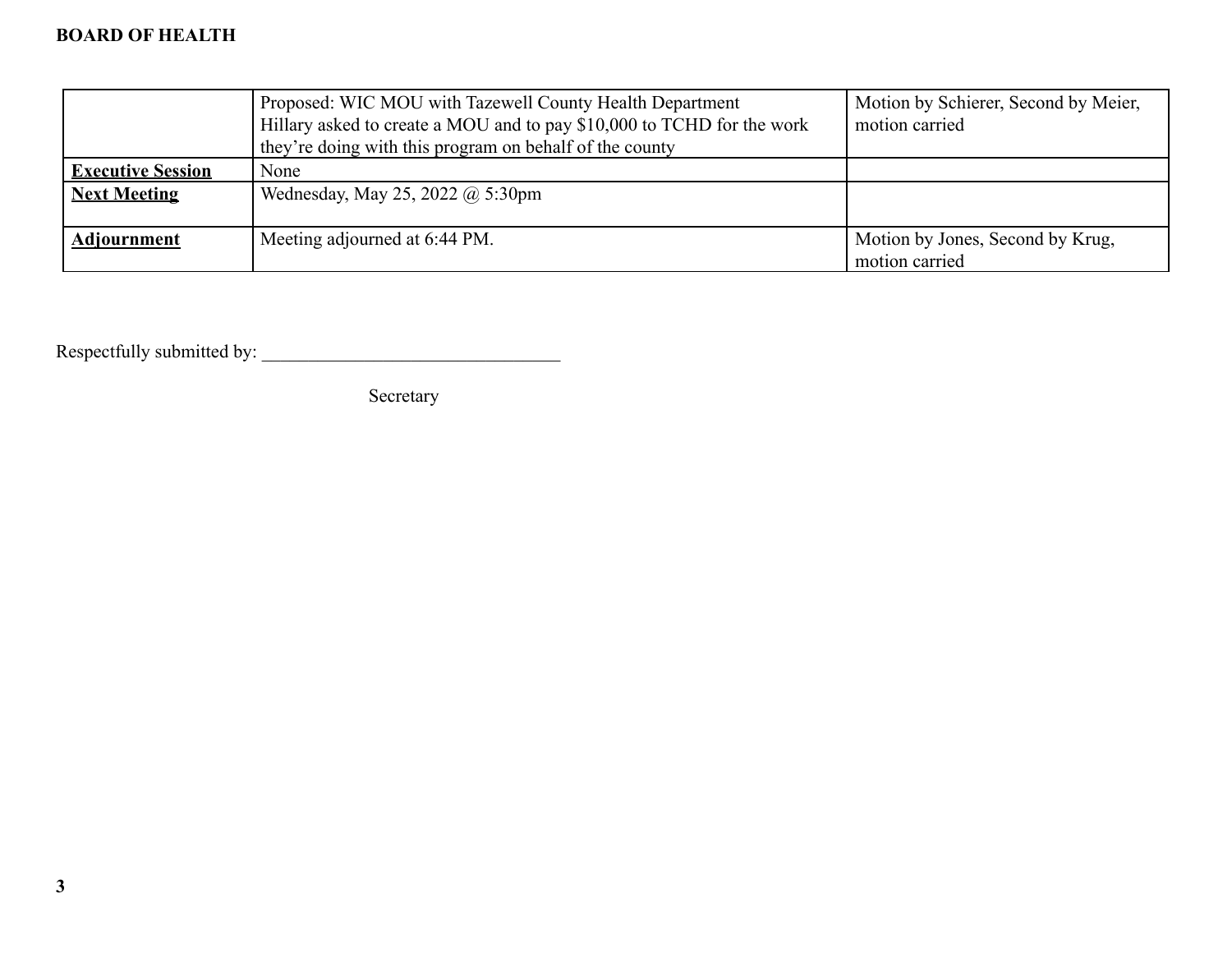| | | |
|---|---|---|
| | Proposed: WIC MOU with Tazewell County Health Department<br>Hillary asked to create a MOU and to pay $10,000 to TCHD for the work they're doing with this program on behalf of the county | Motion by Schierer, Second by Meier, motion carried |
| **Executive Session** | None | |
| **Next Meeting** | Wednesday, May 25, 2022 @ 5:30pm | |
| **Adjournment** | Meeting adjourned at 6:44 PM. | Motion by Jones, Second by Krug, motion carried |

Respectfully submitted by: ________________________________

Secretary